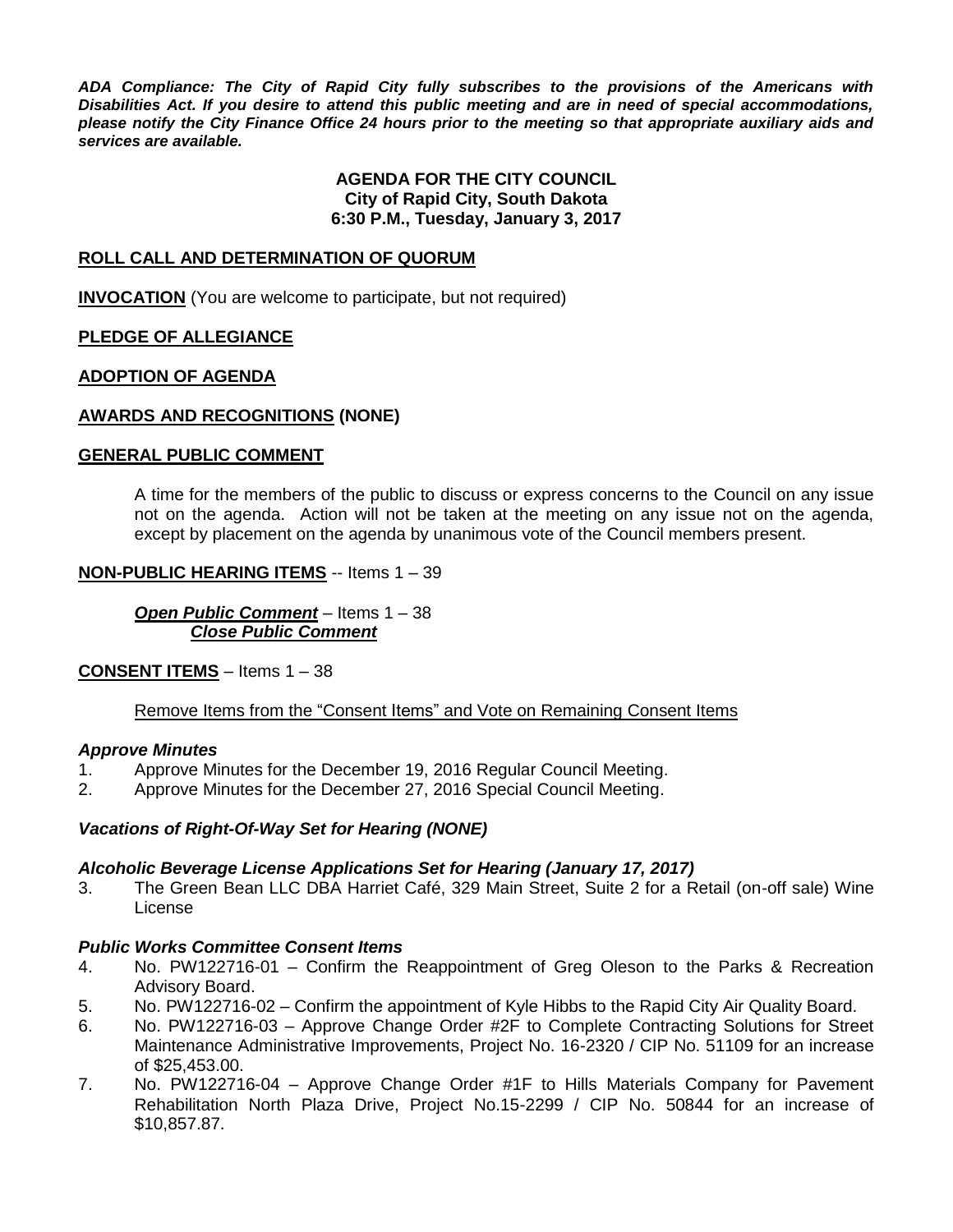***ADA Compliance: The City of Rapid City fully subscribes to the provisions of the Americans with Disabilities Act. If you desire to attend this public meeting and are in need of special accommodations, please notify the City Finance Office 24 hours prior to the meeting so that appropriate auxiliary aids and services are available.***

**AGENDA FOR THE CITY COUNCIL**
**City of Rapid City, South Dakota**
**6:30 P.M., Tuesday, January 3, 2017**

**ROLL CALL AND DETERMINATION OF QUORUM**

**INVOCATION** (You are welcome to participate, but not required)

**PLEDGE OF ALLEGIANCE**

**ADOPTION OF AGENDA**

**AWARDS AND RECOGNITIONS (NONE)**

**GENERAL PUBLIC COMMENT**

A time for the members of the public to discuss or express concerns to the Council on any issue not on the agenda. Action will not be taken at the meeting on any issue not on the agenda, except by placement on the agenda by unanimous vote of the Council members present.

**NON-PUBLIC HEARING ITEMS** -- Items 1 – 39

***Open Public Comment*** – Items 1 – 38
***Close Public Comment***

**CONSENT ITEMS** – Items 1 – 38

Remove Items from the "Consent Items" and Vote on Remaining Consent Items

***Approve Minutes***

1. Approve Minutes for the December 19, 2016 Regular Council Meeting.
2. Approve Minutes for the December 27, 2016 Special Council Meeting.

***Vacations of Right-Of-Way Set for Hearing (NONE)***

***Alcoholic Beverage License Applications Set for Hearing (January 17, 2017)***

3. The Green Bean LLC DBA Harriet Café, 329 Main Street, Suite 2 for a Retail (on-off sale) Wine License

***Public Works Committee Consent Items***

4. No. PW122716-01 – Confirm the Reappointment of Greg Oleson to the Parks & Recreation Advisory Board.
5. No. PW122716-02 – Confirm the appointment of Kyle Hibbs to the Rapid City Air Quality Board.
6. No. PW122716-03 – Approve Change Order #2F to Complete Contracting Solutions for Street Maintenance Administrative Improvements, Project No. 16-2320 / CIP No. 51109 for an increase of $25,453.00.
7. No. PW122716-04 – Approve Change Order #1F to Hills Materials Company for Pavement Rehabilitation North Plaza Drive, Project No.15-2299 / CIP No. 50844 for an increase of $10,857.87.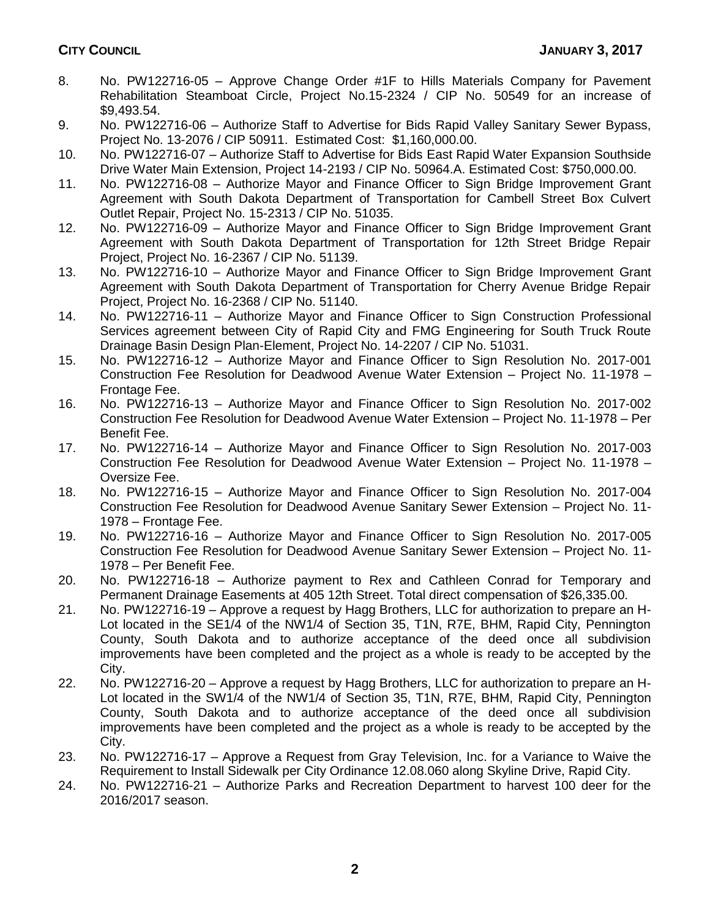8. No. PW122716-05 – Approve Change Order #1F to Hills Materials Company for Pavement Rehabilitation Steamboat Circle, Project No.15-2324 / CIP No. 50549 for an increase of $9,493.54.
9. No. PW122716-06 – Authorize Staff to Advertise for Bids Rapid Valley Sanitary Sewer Bypass, Project No. 13-2076 / CIP 50911. Estimated Cost: $1,160,000.00.
10. No. PW122716-07 – Authorize Staff to Advertise for Bids East Rapid Water Expansion Southside Drive Water Main Extension, Project 14-2193 / CIP No. 50964.A. Estimated Cost: $750,000.00.
11. No. PW122716-08 – Authorize Mayor and Finance Officer to Sign Bridge Improvement Grant Agreement with South Dakota Department of Transportation for Cambell Street Box Culvert Outlet Repair, Project No. 15-2313 / CIP No. 51035.
12. No. PW122716-09 – Authorize Mayor and Finance Officer to Sign Bridge Improvement Grant Agreement with South Dakota Department of Transportation for 12th Street Bridge Repair Project, Project No. 16-2367 / CIP No. 51139.
13. No. PW122716-10 – Authorize Mayor and Finance Officer to Sign Bridge Improvement Grant Agreement with South Dakota Department of Transportation for Cherry Avenue Bridge Repair Project, Project No. 16-2368 / CIP No. 51140.
14. No. PW122716-11 – Authorize Mayor and Finance Officer to Sign Construction Professional Services agreement between City of Rapid City and FMG Engineering for South Truck Route Drainage Basin Design Plan-Element, Project No. 14-2207 / CIP No. 51031.
15. No. PW122716-12 – Authorize Mayor and Finance Officer to Sign Resolution No. 2017-001 Construction Fee Resolution for Deadwood Avenue Water Extension – Project No. 11-1978 – Frontage Fee.
16. No. PW122716-13 – Authorize Mayor and Finance Officer to Sign Resolution No. 2017-002 Construction Fee Resolution for Deadwood Avenue Water Extension – Project No. 11-1978 – Per Benefit Fee.
17. No. PW122716-14 – Authorize Mayor and Finance Officer to Sign Resolution No. 2017-003 Construction Fee Resolution for Deadwood Avenue Water Extension – Project No. 11-1978 – Oversize Fee.
18. No. PW122716-15 – Authorize Mayor and Finance Officer to Sign Resolution No. 2017-004 Construction Fee Resolution for Deadwood Avenue Sanitary Sewer Extension – Project No. 11-1978 – Frontage Fee.
19. No. PW122716-16 – Authorize Mayor and Finance Officer to Sign Resolution No. 2017-005 Construction Fee Resolution for Deadwood Avenue Sanitary Sewer Extension – Project No. 11-1978 – Per Benefit Fee.
20. No. PW122716-18 – Authorize payment to Rex and Cathleen Conrad for Temporary and Permanent Drainage Easements at 405 12th Street. Total direct compensation of $26,335.00.
21. No. PW122716-19 – Approve a request by Hagg Brothers, LLC for authorization to prepare an H-Lot located in the SE1/4 of the NW1/4 of Section 35, T1N, R7E, BHM, Rapid City, Pennington County, South Dakota and to authorize acceptance of the deed once all subdivision improvements have been completed and the project as a whole is ready to be accepted by the City.
22. No. PW122716-20 – Approve a request by Hagg Brothers, LLC for authorization to prepare an H-Lot located in the SW1/4 of the NW1/4 of Section 35, T1N, R7E, BHM, Rapid City, Pennington County, South Dakota and to authorize acceptance of the deed once all subdivision improvements have been completed and the project as a whole is ready to be accepted by the City.
23. No. PW122716-17 – Approve a Request from Gray Television, Inc. for a Variance to Waive the Requirement to Install Sidewalk per City Ordinance 12.08.060 along Skyline Drive, Rapid City.
24. No. PW122716-21 – Authorize Parks and Recreation Department to harvest 100 deer for the 2016/2017 season.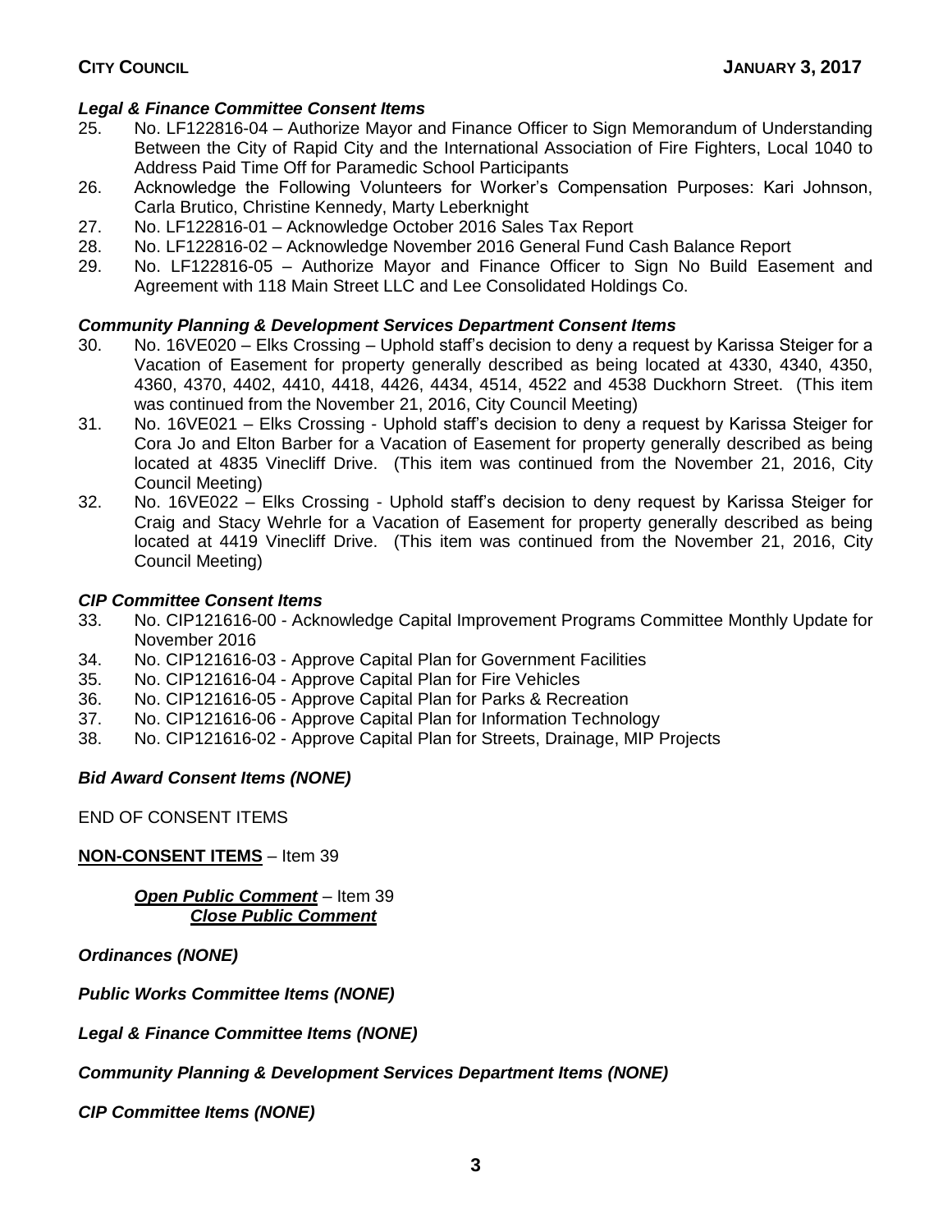### *Legal & Finance Committee Consent Items*

25. No. LF122816-04 – Authorize Mayor and Finance Officer to Sign Memorandum of Understanding Between the City of Rapid City and the International Association of Fire Fighters, Local 1040 to Address Paid Time Off for Paramedic School Participants
26. Acknowledge the Following Volunteers for Worker's Compensation Purposes: Kari Johnson, Carla Brutico, Christine Kennedy, Marty Leberknight
27. No. LF122816-01 – Acknowledge October 2016 Sales Tax Report
28. No. LF122816-02 – Acknowledge November 2016 General Fund Cash Balance Report
29. No. LF122816-05 – Authorize Mayor and Finance Officer to Sign No Build Easement and Agreement with 118 Main Street LLC and Lee Consolidated Holdings Co.

### *Community Planning & Development Services Department Consent Items*

30. No. 16VE020 – Elks Crossing – Uphold staff's decision to deny a request by Karissa Steiger for a Vacation of Easement for property generally described as being located at 4330, 4340, 4350, 4360, 4370, 4402, 4410, 4418, 4426, 4434, 4514, 4522 and 4538 Duckhorn Street. (This item was continued from the November 21, 2016, City Council Meeting)
31. No. 16VE021 – Elks Crossing - Uphold staff's decision to deny a request by Karissa Steiger for Cora Jo and Elton Barber for a Vacation of Easement for property generally described as being located at 4835 Vinecliff Drive. (This item was continued from the November 21, 2016, City Council Meeting)
32. No. 16VE022 – Elks Crossing - Uphold staff's decision to deny request by Karissa Steiger for Craig and Stacy Wehrle for a Vacation of Easement for property generally described as being located at 4419 Vinecliff Drive. (This item was continued from the November 21, 2016, City Council Meeting)

### *CIP Committee Consent Items*

33. No. CIP121616-00 - Acknowledge Capital Improvement Programs Committee Monthly Update for November 2016
34. No. CIP121616-03 - Approve Capital Plan for Government Facilities
35. No. CIP121616-04 - Approve Capital Plan for Fire Vehicles
36. No. CIP121616-05 - Approve Capital Plan for Parks & Recreation
37. No. CIP121616-06 - Approve Capital Plan for Information Technology
38. No. CIP121616-02 - Approve Capital Plan for Streets, Drainage, MIP Projects

### *Bid Award Consent Items (NONE)*

END OF CONSENT ITEMS

**NON-CONSENT ITEMS** – Item 39

***Open Public Comment*** – Item 39
***Close Public Comment***

### *Ordinances (NONE)*

### *Public Works Committee Items (NONE)*

### *Legal & Finance Committee Items (NONE)*

### *Community Planning & Development Services Department Items (NONE)*

### *CIP Committee Items (NONE)*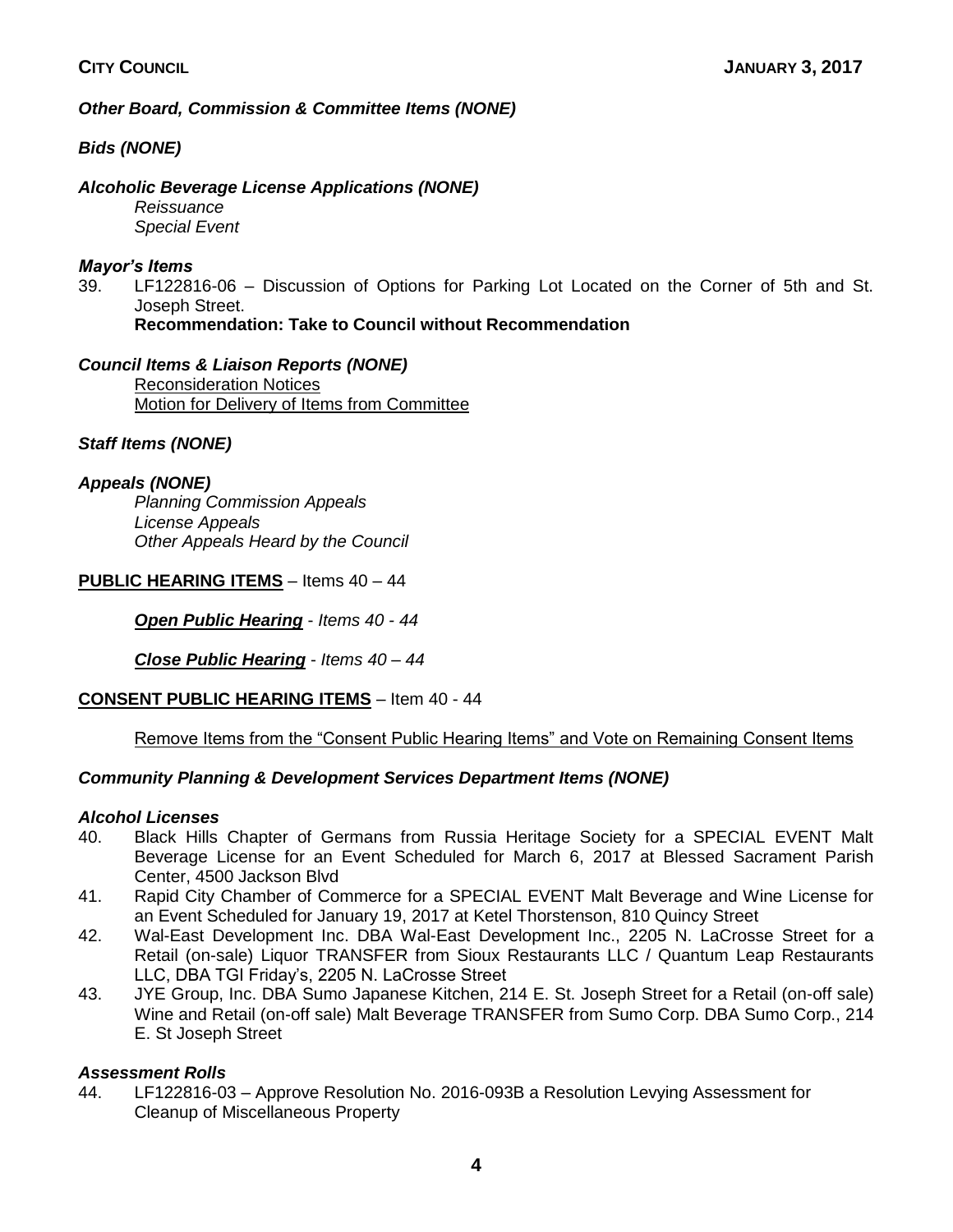***Other Board, Commission & Committee Items (NONE)***

***Bids (NONE)***

***Alcoholic Beverage License Applications (NONE)***

*Reissuance*
*Special Event*

***Mayor's Items***

39. LF122816-06 – Discussion of Options for Parking Lot Located on the Corner of 5th and St. Joseph Street.
**Recommendation: Take to Council without Recommendation**

***Council Items & Liaison Reports (NONE)***

<u>Reconsideration Notices</u>
<u>Motion for Delivery of Items from Committee</u>

***Staff Items (NONE)***

***Appeals (NONE)***

*Planning Commission Appeals*
*License Appeals*
*Other Appeals Heard by the Council*

**<u>PUBLIC HEARING ITEMS</u>** – Items 40 – 44

***<u>Open Public Hearing</u>*** *- Items 40 - 44*

***<u>Close Public Hearing</u>*** *- Items 40 – 44*

**<u>CONSENT PUBLIC HEARING ITEMS</u>** – Item 40 - 44

<u>Remove Items from the "Consent Public Hearing Items" and Vote on Remaining Consent Items</u>

***Community Planning & Development Services Department Items (NONE)***

***Alcohol Licenses***

40. Black Hills Chapter of Germans from Russia Heritage Society for a SPECIAL EVENT Malt Beverage License for an Event Scheduled for March 6, 2017 at Blessed Sacrament Parish Center, 4500 Jackson Blvd
41. Rapid City Chamber of Commerce for a SPECIAL EVENT Malt Beverage and Wine License for an Event Scheduled for January 19, 2017 at Ketel Thorstenson, 810 Quincy Street
42. Wal-East Development Inc. DBA Wal-East Development Inc., 2205 N. LaCrosse Street for a Retail (on-sale) Liquor TRANSFER from Sioux Restaurants LLC / Quantum Leap Restaurants LLC, DBA TGI Friday's, 2205 N. LaCrosse Street
43. JYE Group, Inc. DBA Sumo Japanese Kitchen, 214 E. St. Joseph Street for a Retail (on-off sale) Wine and Retail (on-off sale) Malt Beverage TRANSFER from Sumo Corp. DBA Sumo Corp., 214 E. St Joseph Street

***Assessment Rolls***

44. LF122816-03 – Approve Resolution No. 2016-093B a Resolution Levying Assessment for Cleanup of Miscellaneous Property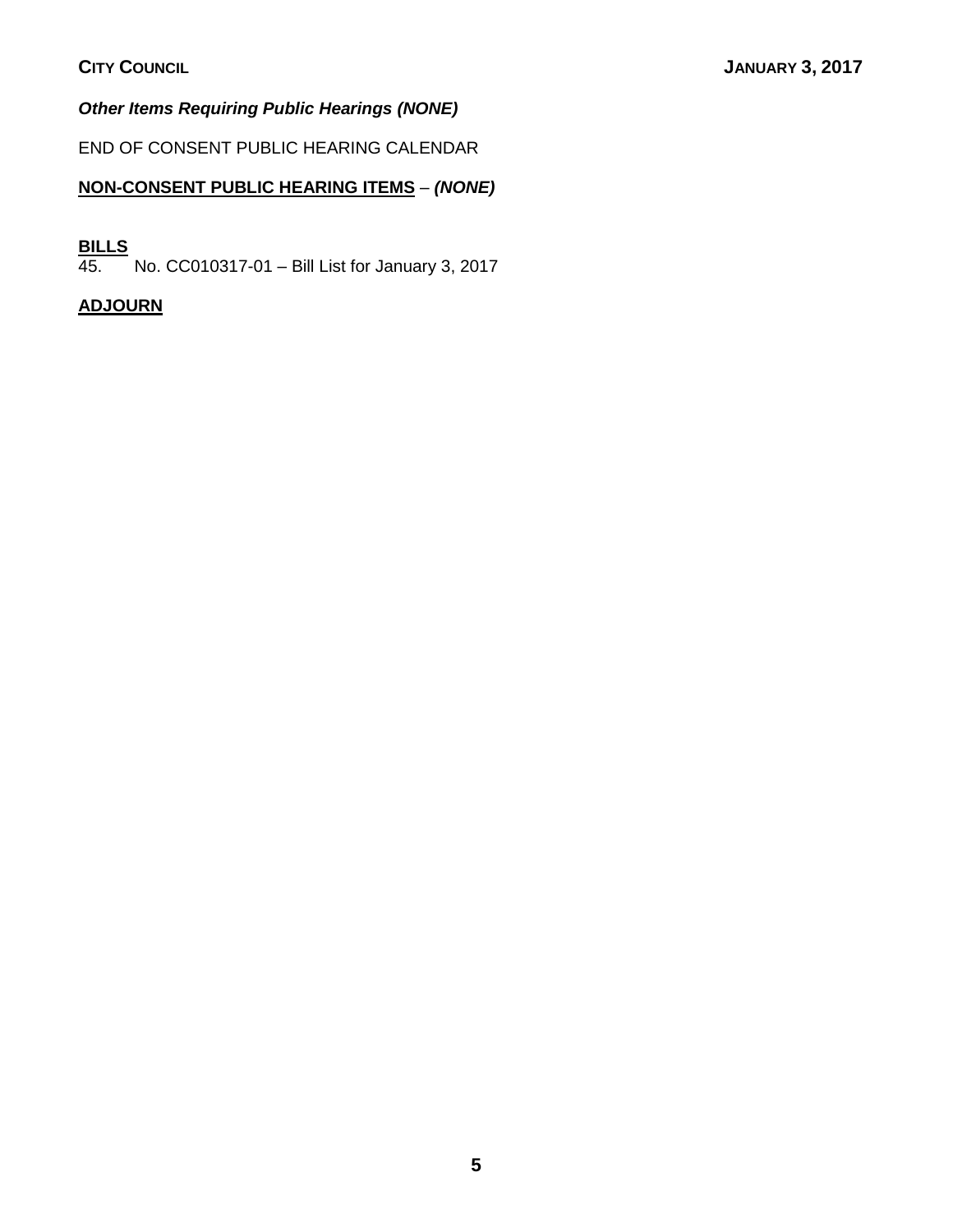***Other Items Requiring Public Hearings (NONE)***

END OF CONSENT PUBLIC HEARING CALENDAR

**NON-CONSENT PUBLIC HEARING ITEMS** – ***(NONE)***

**BILLS**

45. No. CC010317-01 – Bill List for January 3, 2017

**ADJOURN**